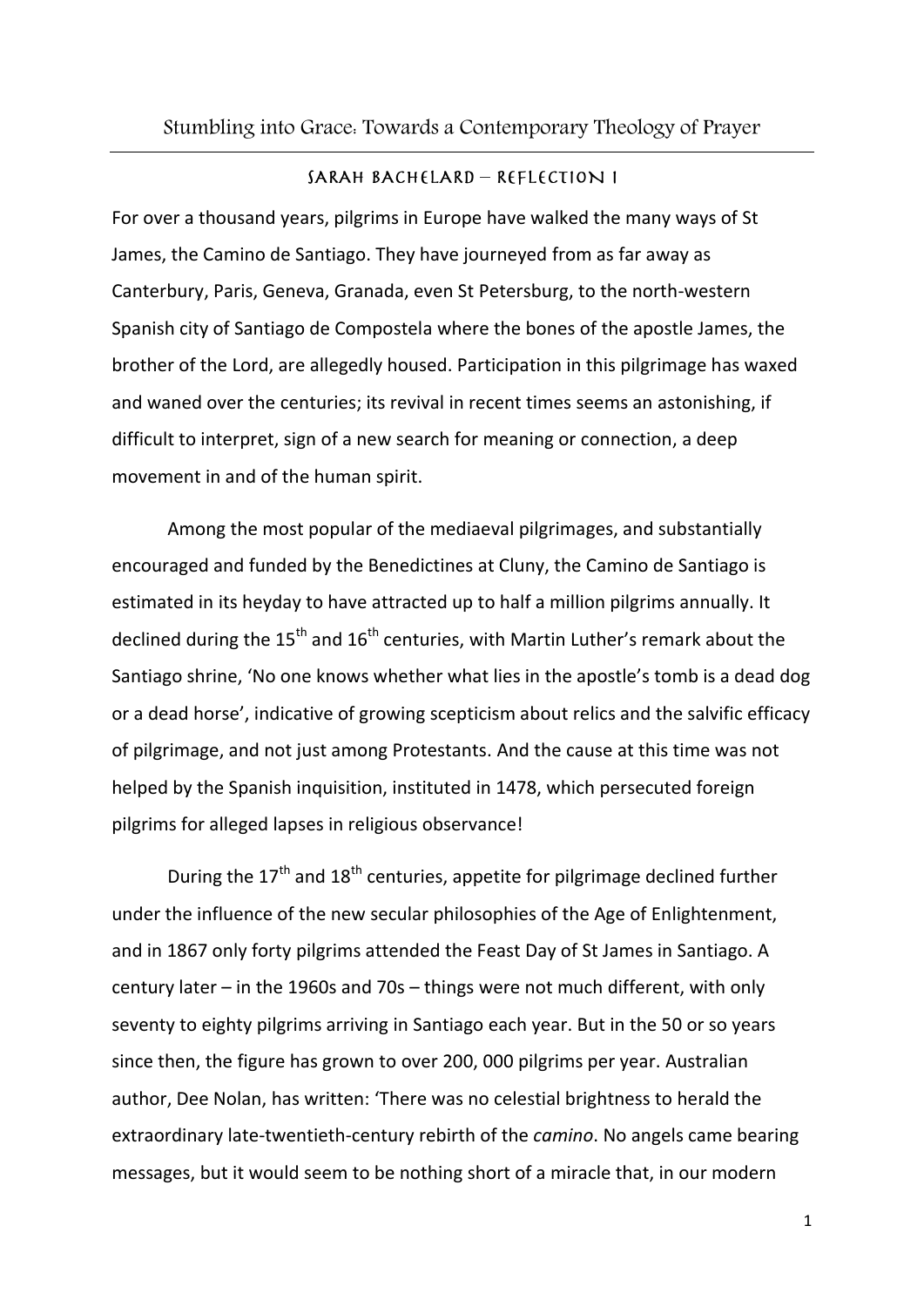# Stumbling into Grace: Towards a Contemporary Theology of Prayer

## Sarah Bachelard – Reflection 1

For over a thousand years, pilgrims in Europe have walked the many ways of St James, the Camino de Santiago. They have journeyed from as far away as Canterbury, Paris, Geneva, Granada, even St Petersburg, to the north-western Spanish city of Santiago de Compostela where the bones of the apostle James, the brother of the Lord, are allegedly housed. Participation in this pilgrimage has waxed and waned over the centuries; its revival in recent times seems an astonishing, if difficult to interpret, sign of a new search for meaning or connection, a deep movement in and of the human spirit.

Among the most popular of the mediaeval pilgrimages, and substantially encouraged and funded by the Benedictines at Cluny, the Camino de Santiago is estimated in its heyday to have attracted up to half a million pilgrims annually. It declined during the 15th and 16th centuries, with Martin Luther's remark about the Santiago shrine, 'No one knows whether what lies in the apostle's tomb is a dead dog or a dead horse', indicative of growing scepticism about relics and the salvific efficacy of pilgrimage, and not just among Protestants. And the cause at this time was not helped by the Spanish inquisition, instituted in 1478, which persecuted foreign pilgrims for alleged lapses in religious observance!

During the 17th and 18th centuries, appetite for pilgrimage declined further under the influence of the new secular philosophies of the Age of Enlightenment, and in 1867 only forty pilgrims attended the Feast Day of St James in Santiago. A century later – in the 1960s and 70s – things were not much different, with only seventy to eighty pilgrims arriving in Santiago each year. But in the 50 or so years since then, the figure has grown to over 200, 000 pilgrims per year. Australian author, Dee Nolan, has written: 'There was no celestial brightness to herald the extraordinary late-twentieth-century rebirth of the *camino*. No angels came bearing messages, but it would seem to be nothing short of a miracle that, in our modern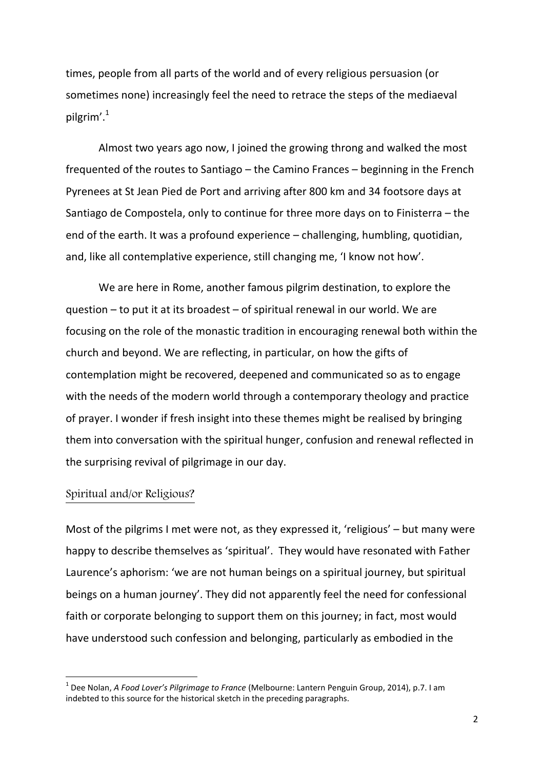times, people from all parts of the world and of every religious persuasion (or sometimes none) increasingly feel the need to retrace the steps of the mediaeval pilgrim'.[1]

Almost two years ago now, I joined the growing throng and walked the most frequented of the routes to Santiago – the Camino Frances – beginning in the French Pyrenees at St Jean Pied de Port and arriving after 800 km and 34 footsore days at Santiago de Compostela, only to continue for three more days on to Finisterra – the end of the earth. It was a profound experience – challenging, humbling, quotidian, and, like all contemplative experience, still changing me, 'I know not how'.

We are here in Rome, another famous pilgrim destination, to explore the question – to put it at its broadest – of spiritual renewal in our world. We are focusing on the role of the monastic tradition in encouraging renewal both within the church and beyond. We are reflecting, in particular, on how the gifts of contemplation might be recovered, deepened and communicated so as to engage with the needs of the modern world through a contemporary theology and practice of prayer. I wonder if fresh insight into these themes might be realised by bringing them into conversation with the spiritual hunger, confusion and renewal reflected in the surprising revival of pilgrimage in our day.

## Spiritual and/or Religious?

Most of the pilgrims I met were not, as they expressed it, 'religious' – but many were happy to describe themselves as 'spiritual'. They would have resonated with Father Laurence's aphorism: 'we are not human beings on a spiritual journey, but spiritual beings on a human journey'. They did not apparently feel the need for confessional faith or corporate belonging to support them on this journey; in fact, most would have understood such confession and belonging, particularly as embodied in the

---

[1] Dee Nolan, *A Food Lover's Pilgrimage to France* (Melbourne: Lantern Penguin Group, 2014), p.7. I am indebted to this source for the historical sketch in the preceding paragraphs.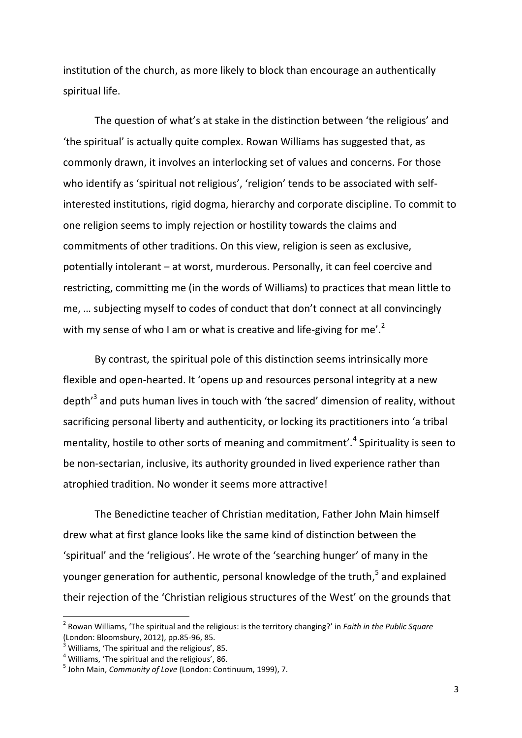institution of the church, as more likely to block than encourage an authentically spiritual life.

The question of what's at stake in the distinction between 'the religious' and 'the spiritual' is actually quite complex. Rowan Williams has suggested that, as commonly drawn, it involves an interlocking set of values and concerns. For those who identify as 'spiritual not religious', 'religion' tends to be associated with self-interested institutions, rigid dogma, hierarchy and corporate discipline. To commit to one religion seems to imply rejection or hostility towards the claims and commitments of other traditions. On this view, religion is seen as exclusive, potentially intolerant – at worst, murderous. Personally, it can feel coercive and restricting, committing me (in the words of Williams) to practices that mean little to me, … subjecting myself to codes of conduct that don't connect at all convincingly with my sense of who I am or what is creative and life-giving for me'.[2]

By contrast, the spiritual pole of this distinction seems intrinsically more flexible and open-hearted. It 'opens up and resources personal integrity at a new depth'[3] and puts human lives in touch with 'the sacred' dimension of reality, without sacrificing personal liberty and authenticity, or locking its practitioners into 'a tribal mentality, hostile to other sorts of meaning and commitment'.[4] Spirituality is seen to be non-sectarian, inclusive, its authority grounded in lived experience rather than atrophied tradition. No wonder it seems more attractive!

The Benedictine teacher of Christian meditation, Father John Main himself drew what at first glance looks like the same kind of distinction between the 'spiritual' and the 'religious'. He wrote of the 'searching hunger' of many in the younger generation for authentic, personal knowledge of the truth,[5] and explained their rejection of the 'Christian religious structures of the West' on the grounds that

---

[2] Rowan Williams, 'The spiritual and the religious: is the territory changing?' in *Faith in the Public Square* (London: Bloomsbury, 2012), pp.85-96, 85.

[3] Williams, 'The spiritual and the religious', 85.

[4] Williams, 'The spiritual and the religious', 86.

[5] John Main, *Community of Love* (London: Continuum, 1999), 7.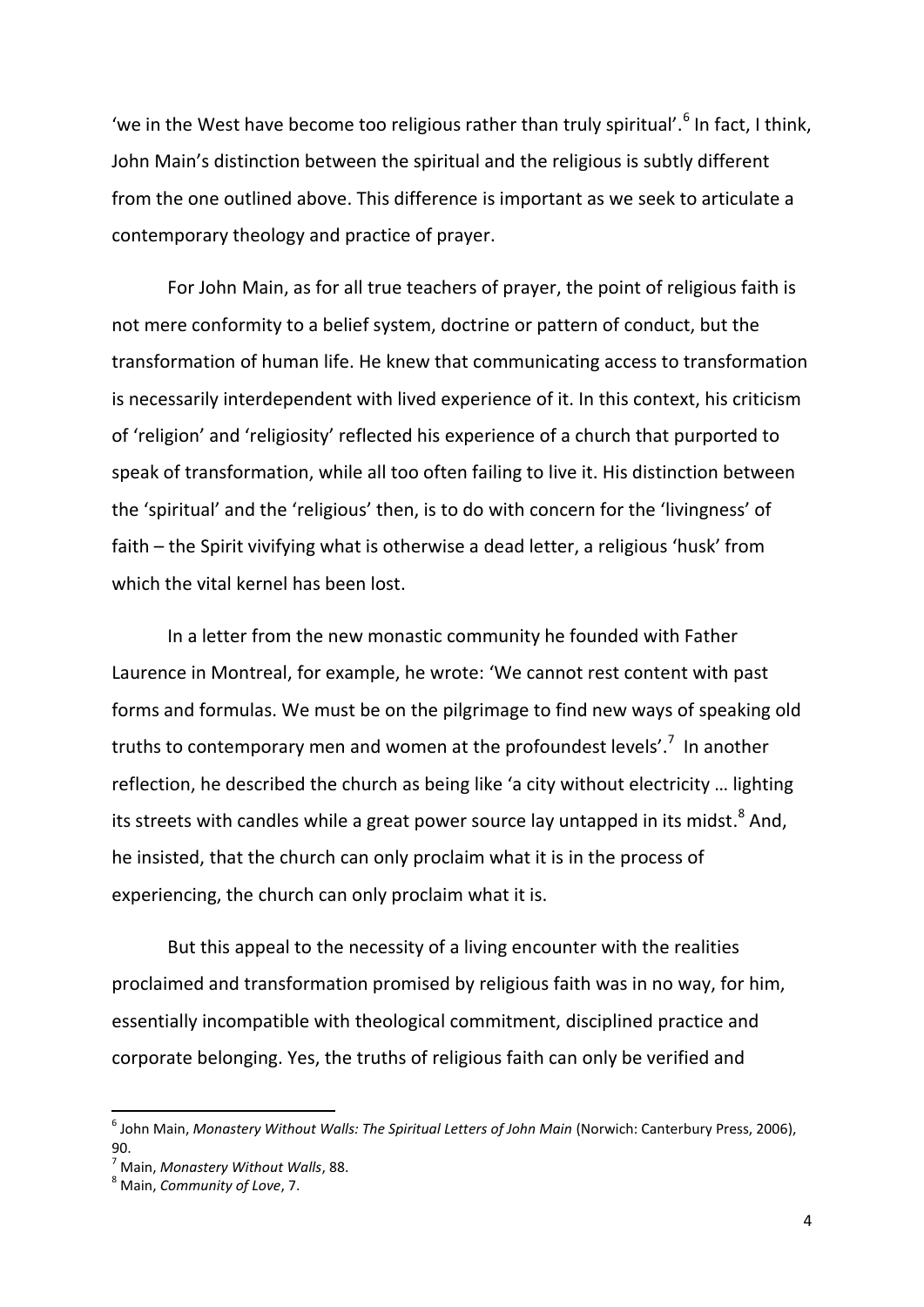'we in the West have become too religious rather than truly spiritual'.[6] In fact, I think, John Main's distinction between the spiritual and the religious is subtly different from the one outlined above. This difference is important as we seek to articulate a contemporary theology and practice of prayer.

For John Main, as for all true teachers of prayer, the point of religious faith is not mere conformity to a belief system, doctrine or pattern of conduct, but the transformation of human life. He knew that communicating access to transformation is necessarily interdependent with lived experience of it. In this context, his criticism of 'religion' and 'religiosity' reflected his experience of a church that purported to speak of transformation, while all too often failing to live it. His distinction between the 'spiritual' and the 'religious' then, is to do with concern for the 'livingness' of faith – the Spirit vivifying what is otherwise a dead letter, a religious 'husk' from which the vital kernel has been lost.

In a letter from the new monastic community he founded with Father Laurence in Montreal, for example, he wrote: 'We cannot rest content with past forms and formulas. We must be on the pilgrimage to find new ways of speaking old truths to contemporary men and women at the profoundest levels'.[7] In another reflection, he described the church as being like 'a city without electricity … lighting its streets with candles while a great power source lay untapped in its midst.[8] And, he insisted, that the church can only proclaim what it is in the process of experiencing, the church can only proclaim what it is.

But this appeal to the necessity of a living encounter with the realities proclaimed and transformation promised by religious faith was in no way, for him, essentially incompatible with theological commitment, disciplined practice and corporate belonging. Yes, the truths of religious faith can only be verified and

---

[6] John Main, *Monastery Without Walls: The Spiritual Letters of John Main* (Norwich: Canterbury Press, 2006), 90.

[7] Main, *Monastery Without Walls*, 88.

[8] Main, *Community of Love*, 7.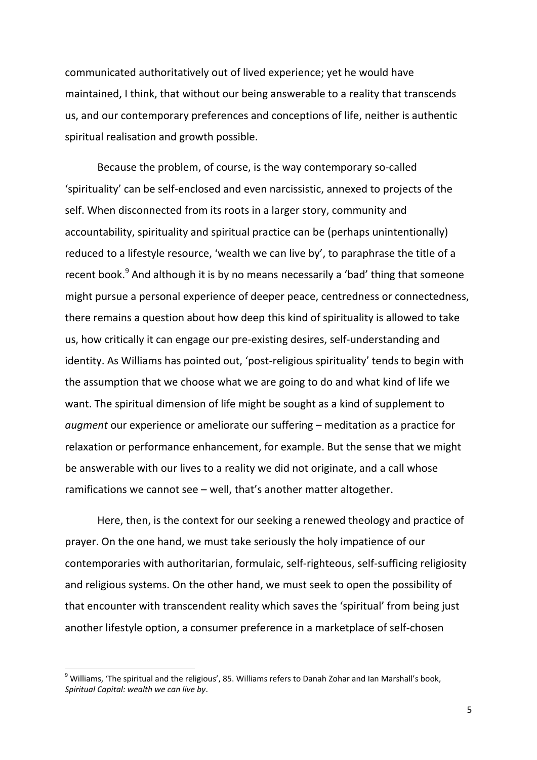communicated authoritatively out of lived experience; yet he would have maintained, I think, that without our being answerable to a reality that transcends us, and our contemporary preferences and conceptions of life, neither is authentic spiritual realisation and growth possible.

Because the problem, of course, is the way contemporary so-called 'spirituality' can be self-enclosed and even narcissistic, annexed to projects of the self. When disconnected from its roots in a larger story, community and accountability, spirituality and spiritual practice can be (perhaps unintentionally) reduced to a lifestyle resource, 'wealth we can live by', to paraphrase the title of a recent book.[9] And although it is by no means necessarily a 'bad' thing that someone might pursue a personal experience of deeper peace, centredness or connectedness, there remains a question about how deep this kind of spirituality is allowed to take us, how critically it can engage our pre-existing desires, self-understanding and identity. As Williams has pointed out, 'post-religious spirituality' tends to begin with the assumption that we choose what we are going to do and what kind of life we want. The spiritual dimension of life might be sought as a kind of supplement to *augment* our experience or ameliorate our suffering – meditation as a practice for relaxation or performance enhancement, for example. But the sense that we might be answerable with our lives to a reality we did not originate, and a call whose ramifications we cannot see – well, that's another matter altogether.

Here, then, is the context for our seeking a renewed theology and practice of prayer. On the one hand, we must take seriously the holy impatience of our contemporaries with authoritarian, formulaic, self-righteous, self-sufficing religiosity and religious systems. On the other hand, we must seek to open the possibility of that encounter with transcendent reality which saves the 'spiritual' from being just another lifestyle option, a consumer preference in a marketplace of self-chosen

---

[9] Williams, 'The spiritual and the religious', 85. Williams refers to Danah Zohar and Ian Marshall's book, *Spiritual Capital: wealth we can live by*.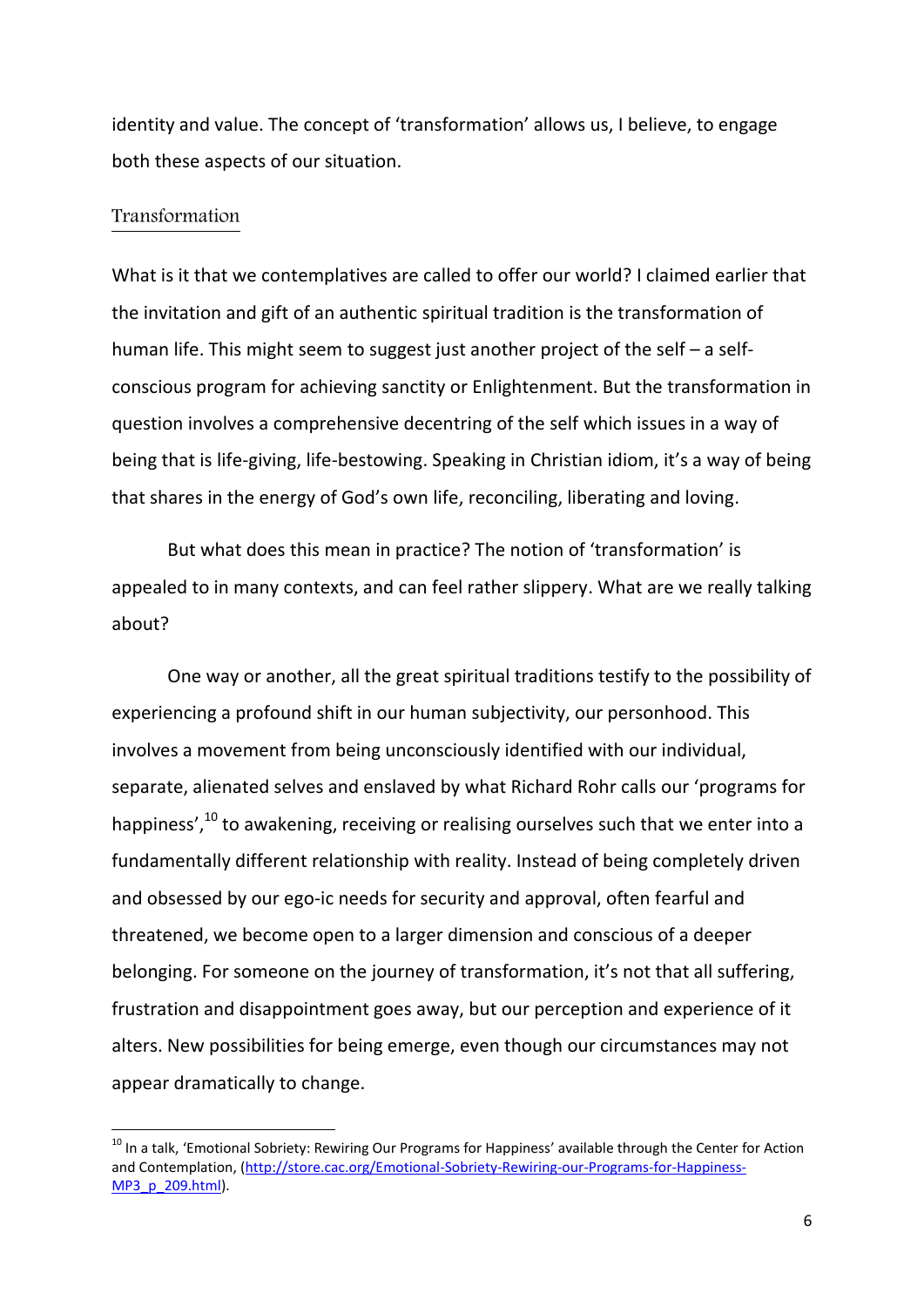identity and value. The concept of 'transformation' allows us, I believe, to engage both these aspects of our situation.

## Transformation

What is it that we contemplatives are called to offer our world? I claimed earlier that the invitation and gift of an authentic spiritual tradition is the transformation of human life. This might seem to suggest just another project of the self – a self-conscious program for achieving sanctity or Enlightenment. But the transformation in question involves a comprehensive decentring of the self which issues in a way of being that is life-giving, life-bestowing. Speaking in Christian idiom, it's a way of being that shares in the energy of God's own life, reconciling, liberating and loving.

But what does this mean in practice? The notion of 'transformation' is appealed to in many contexts, and can feel rather slippery. What are we really talking about?

One way or another, all the great spiritual traditions testify to the possibility of experiencing a profound shift in our human subjectivity, our personhood. This involves a movement from being unconsciously identified with our individual, separate, alienated selves and enslaved by what Richard Rohr calls our 'programs for happiness',[10] to awakening, receiving or realising ourselves such that we enter into a fundamentally different relationship with reality. Instead of being completely driven and obsessed by our ego-ic needs for security and approval, often fearful and threatened, we become open to a larger dimension and conscious of a deeper belonging. For someone on the journey of transformation, it's not that all suffering, frustration and disappointment goes away, but our perception and experience of it alters. New possibilities for being emerge, even though our circumstances may not appear dramatically to change.

---

[10] In a talk, 'Emotional Sobriety: Rewiring Our Programs for Happiness' available through the Center for Action and Contemplation, (http://store.cac.org/Emotional-Sobriety-Rewiring-our-Programs-for-Happiness-MP3_p_209.html).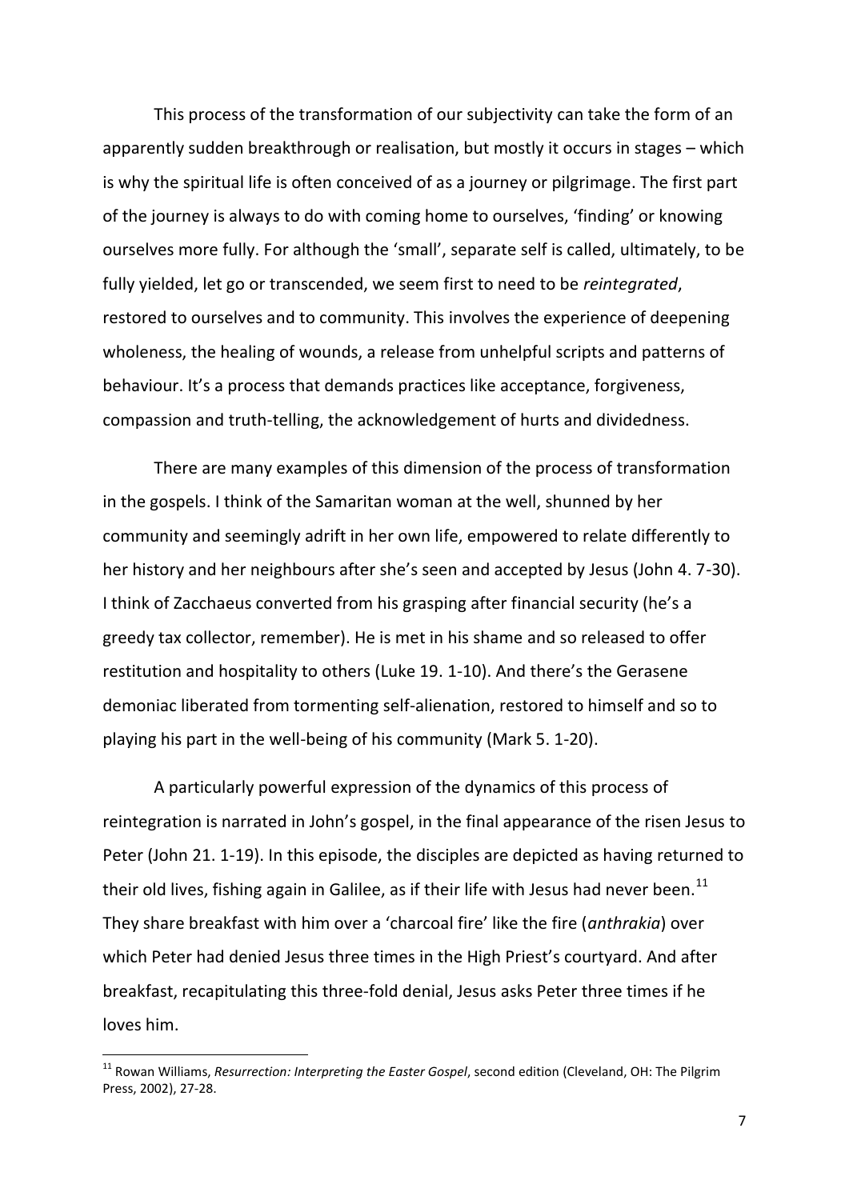This process of the transformation of our subjectivity can take the form of an apparently sudden breakthrough or realisation, but mostly it occurs in stages – which is why the spiritual life is often conceived of as a journey or pilgrimage. The first part of the journey is always to do with coming home to ourselves, 'finding' or knowing ourselves more fully. For although the 'small', separate self is called, ultimately, to be fully yielded, let go or transcended, we seem first to need to be *reintegrated*, restored to ourselves and to community. This involves the experience of deepening wholeness, the healing of wounds, a release from unhelpful scripts and patterns of behaviour. It's a process that demands practices like acceptance, forgiveness, compassion and truth-telling, the acknowledgement of hurts and dividedness.

There are many examples of this dimension of the process of transformation in the gospels. I think of the Samaritan woman at the well, shunned by her community and seemingly adrift in her own life, empowered to relate differently to her history and her neighbours after she's seen and accepted by Jesus (John 4. 7-30). I think of Zacchaeus converted from his grasping after financial security (he's a greedy tax collector, remember). He is met in his shame and so released to offer restitution and hospitality to others (Luke 19. 1-10). And there's the Gerasene demoniac liberated from tormenting self-alienation, restored to himself and so to playing his part in the well-being of his community (Mark 5. 1-20).

A particularly powerful expression of the dynamics of this process of reintegration is narrated in John's gospel, in the final appearance of the risen Jesus to Peter (John 21. 1-19). In this episode, the disciples are depicted as having returned to their old lives, fishing again in Galilee, as if their life with Jesus had never been.[11] They share breakfast with him over a 'charcoal fire' like the fire (*anthrakia*) over which Peter had denied Jesus three times in the High Priest's courtyard. And after breakfast, recapitulating this three-fold denial, Jesus asks Peter three times if he loves him.

[11] Rowan Williams, *Resurrection: Interpreting the Easter Gospel*, second edition (Cleveland, OH: The Pilgrim Press, 2002), 27-28.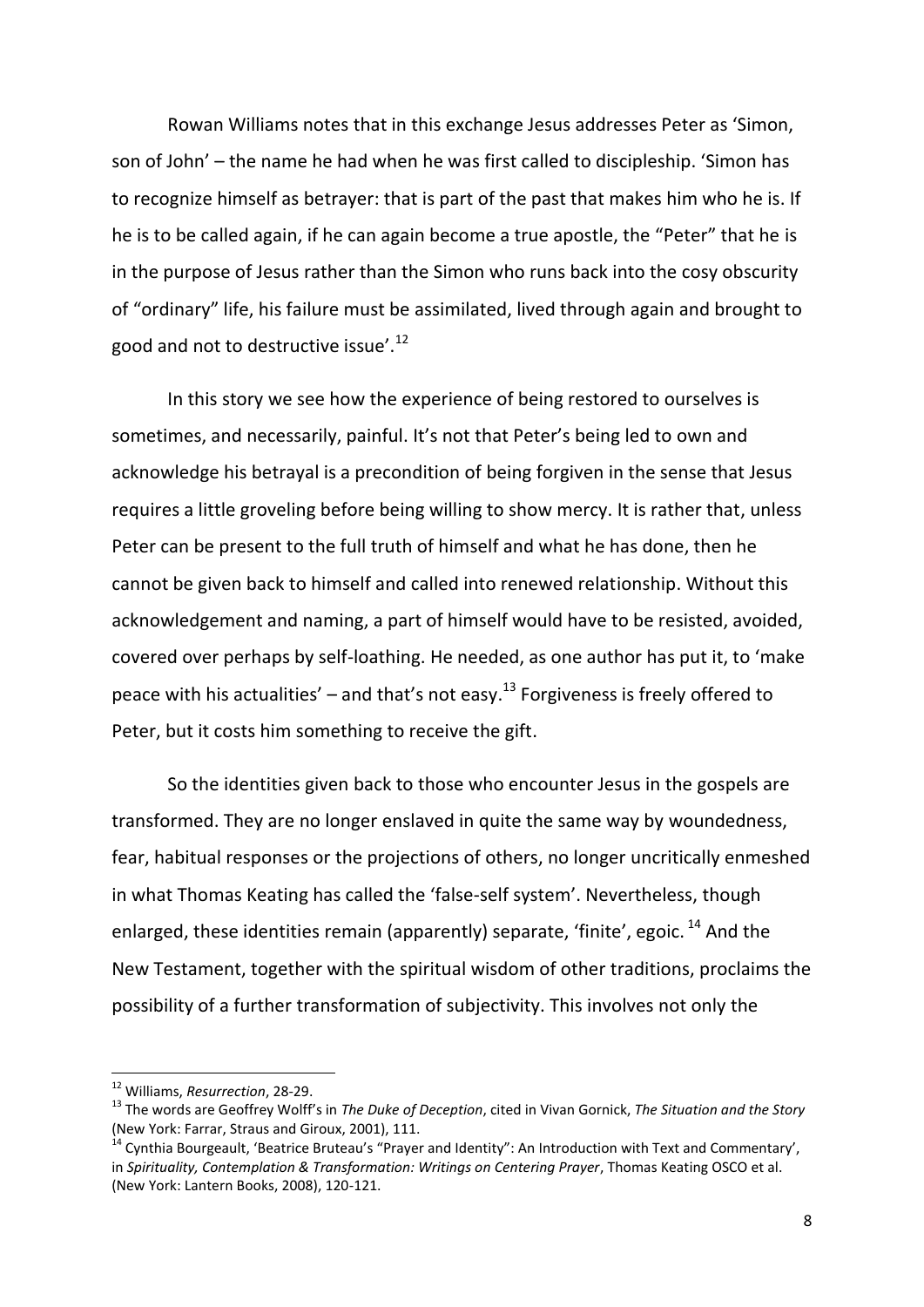Rowan Williams notes that in this exchange Jesus addresses Peter as 'Simon, son of John' – the name he had when he was first called to discipleship. 'Simon has to recognize himself as betrayer: that is part of the past that makes him who he is. If he is to be called again, if he can again become a true apostle, the "Peter" that he is in the purpose of Jesus rather than the Simon who runs back into the cosy obscurity of "ordinary" life, his failure must be assimilated, lived through again and brought to good and not to destructive issue'.[12]

In this story we see how the experience of being restored to ourselves is sometimes, and necessarily, painful. It's not that Peter's being led to own and acknowledge his betrayal is a precondition of being forgiven in the sense that Jesus requires a little groveling before being willing to show mercy. It is rather that, unless Peter can be present to the full truth of himself and what he has done, then he cannot be given back to himself and called into renewed relationship. Without this acknowledgement and naming, a part of himself would have to be resisted, avoided, covered over perhaps by self-loathing. He needed, as one author has put it, to 'make peace with his actualities' – and that's not easy.[13] Forgiveness is freely offered to Peter, but it costs him something to receive the gift.

So the identities given back to those who encounter Jesus in the gospels are transformed. They are no longer enslaved in quite the same way by woundedness, fear, habitual responses or the projections of others, no longer uncritically enmeshed in what Thomas Keating has called the 'false-self system'. Nevertheless, though enlarged, these identities remain (apparently) separate, 'finite', egoic.[14] And the New Testament, together with the spiritual wisdom of other traditions, proclaims the possibility of a further transformation of subjectivity. This involves not only the

---

[12] Williams, *Resurrection*, 28-29.

[13] The words are Geoffrey Wolff's in *The Duke of Deception*, cited in Vivan Gornick, *The Situation and the Story* (New York: Farrar, Straus and Giroux, 2001), 111.

[14] Cynthia Bourgeault, 'Beatrice Bruteau's "Prayer and Identity": An Introduction with Text and Commentary', in *Spirituality, Contemplation & Transformation: Writings on Centering Prayer*, Thomas Keating OSCO et al. (New York: Lantern Books, 2008), 120-121.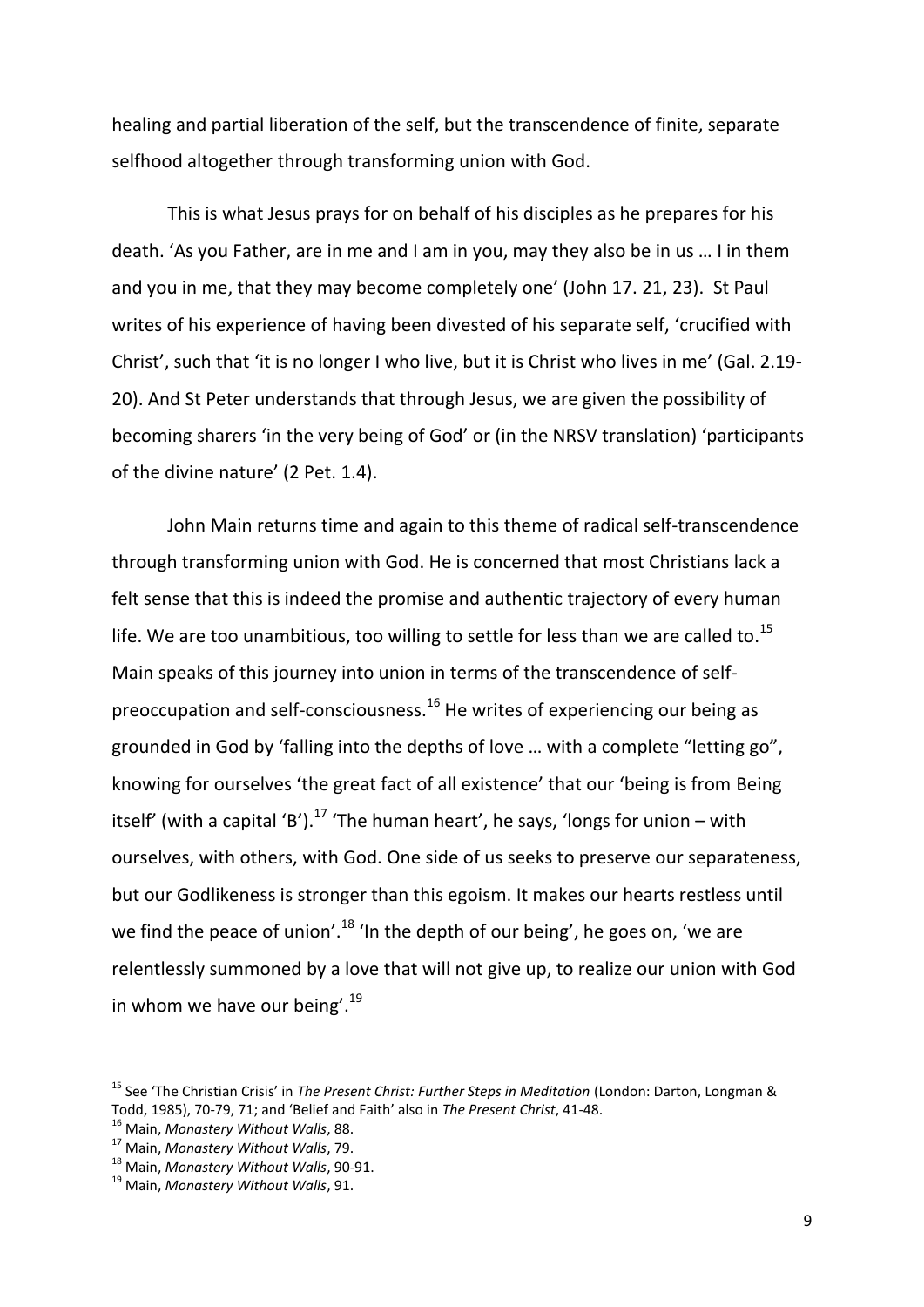healing and partial liberation of the self, but the transcendence of finite, separate selfhood altogether through transforming union with God.

This is what Jesus prays for on behalf of his disciples as he prepares for his death. 'As you Father, are in me and I am in you, may they also be in us … I in them and you in me, that they may become completely one' (John 17. 21, 23). St Paul writes of his experience of having been divested of his separate self, 'crucified with Christ', such that 'it is no longer I who live, but it is Christ who lives in me' (Gal. 2.19-20). And St Peter understands that through Jesus, we are given the possibility of becoming sharers 'in the very being of God' or (in the NRSV translation) 'participants of the divine nature' (2 Pet. 1.4).

John Main returns time and again to this theme of radical self-transcendence through transforming union with God. He is concerned that most Christians lack a felt sense that this is indeed the promise and authentic trajectory of every human life. We are too unambitious, too willing to settle for less than we are called to.[15] Main speaks of this journey into union in terms of the transcendence of self-preoccupation and self-consciousness.[16] He writes of experiencing our being as grounded in God by 'falling into the depths of love … with a complete "letting go", knowing for ourselves 'the great fact of all existence' that our 'being is from Being itself' (with a capital 'B').[17] 'The human heart', he says, 'longs for union – with ourselves, with others, with God. One side of us seeks to preserve our separateness, but our Godlikeness is stronger than this egoism. It makes our hearts restless until we find the peace of union'.[18] 'In the depth of our being', he goes on, 'we are relentlessly summoned by a love that will not give up, to realize our union with God in whom we have our being'.[19]

---

[15] See 'The Christian Crisis' in *The Present Christ: Further Steps in Meditation* (London: Darton, Longman & Todd, 1985), 70-79, 71; and 'Belief and Faith' also in *The Present Christ*, 41-48.

[16] Main, *Monastery Without Walls*, 88.

[17] Main, *Monastery Without Walls*, 79.

[18] Main, *Monastery Without Walls*, 90-91.

[19] Main, *Monastery Without Walls*, 91.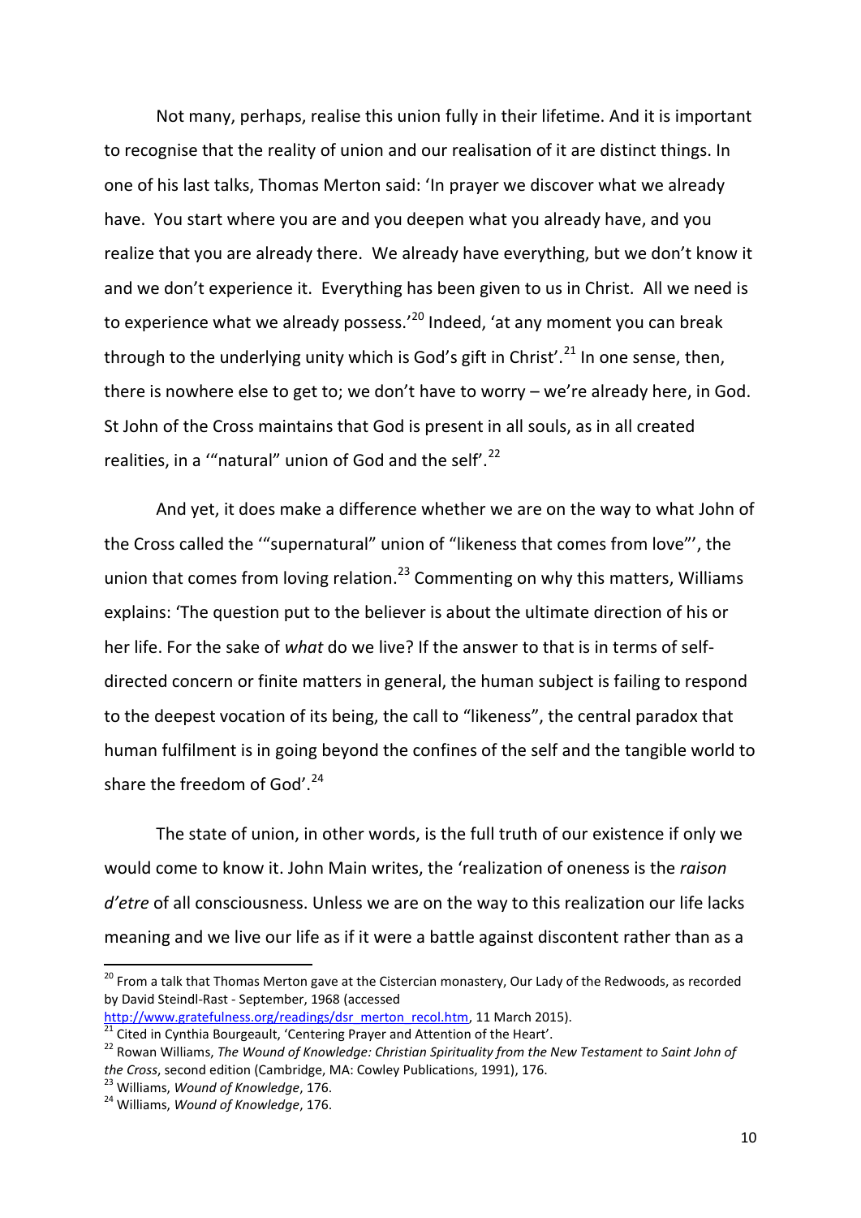Not many, perhaps, realise this union fully in their lifetime. And it is important to recognise that the reality of union and our realisation of it are distinct things. In one of his last talks, Thomas Merton said: 'In prayer we discover what we already have. You start where you are and you deepen what you already have, and you realize that you are already there. We already have everything, but we don't know it and we don't experience it. Everything has been given to us in Christ. All we need is to experience what we already possess.'[20] Indeed, 'at any moment you can break through to the underlying unity which is God's gift in Christ'.[21] In one sense, then, there is nowhere else to get to; we don't have to worry – we're already here, in God. St John of the Cross maintains that God is present in all souls, as in all created realities, in a '"natural" union of God and the self'.[22]

And yet, it does make a difference whether we are on the way to what John of the Cross called the '"supernatural" union of "likeness that comes from love"', the union that comes from loving relation.[23] Commenting on why this matters, Williams explains: 'The question put to the believer is about the ultimate direction of his or her life. For the sake of *what* do we live? If the answer to that is in terms of self-directed concern or finite matters in general, the human subject is failing to respond to the deepest vocation of its being, the call to "likeness", the central paradox that human fulfilment is in going beyond the confines of the self and the tangible world to share the freedom of God'.[24]

The state of union, in other words, is the full truth of our existence if only we would come to know it. John Main writes, the 'realization of oneness is the *raison d'etre* of all consciousness. Unless we are on the way to this realization our life lacks meaning and we live our life as if it were a battle against discontent rather than as a

---

[20] From a talk that Thomas Merton gave at the Cistercian monastery, Our Lady of the Redwoods, as recorded by David Steindl-Rast - September, 1968 (accessed http://www.gratefulness.org/readings/dsr_merton_recol.htm, 11 March 2015).

[21] Cited in Cynthia Bourgeault, 'Centering Prayer and Attention of the Heart'.

[22] Rowan Williams, *The Wound of Knowledge: Christian Spirituality from the New Testament to Saint John of the Cross*, second edition (Cambridge, MA: Cowley Publications, 1991), 176.

[23] Williams, *Wound of Knowledge*, 176.

[24] Williams, *Wound of Knowledge*, 176.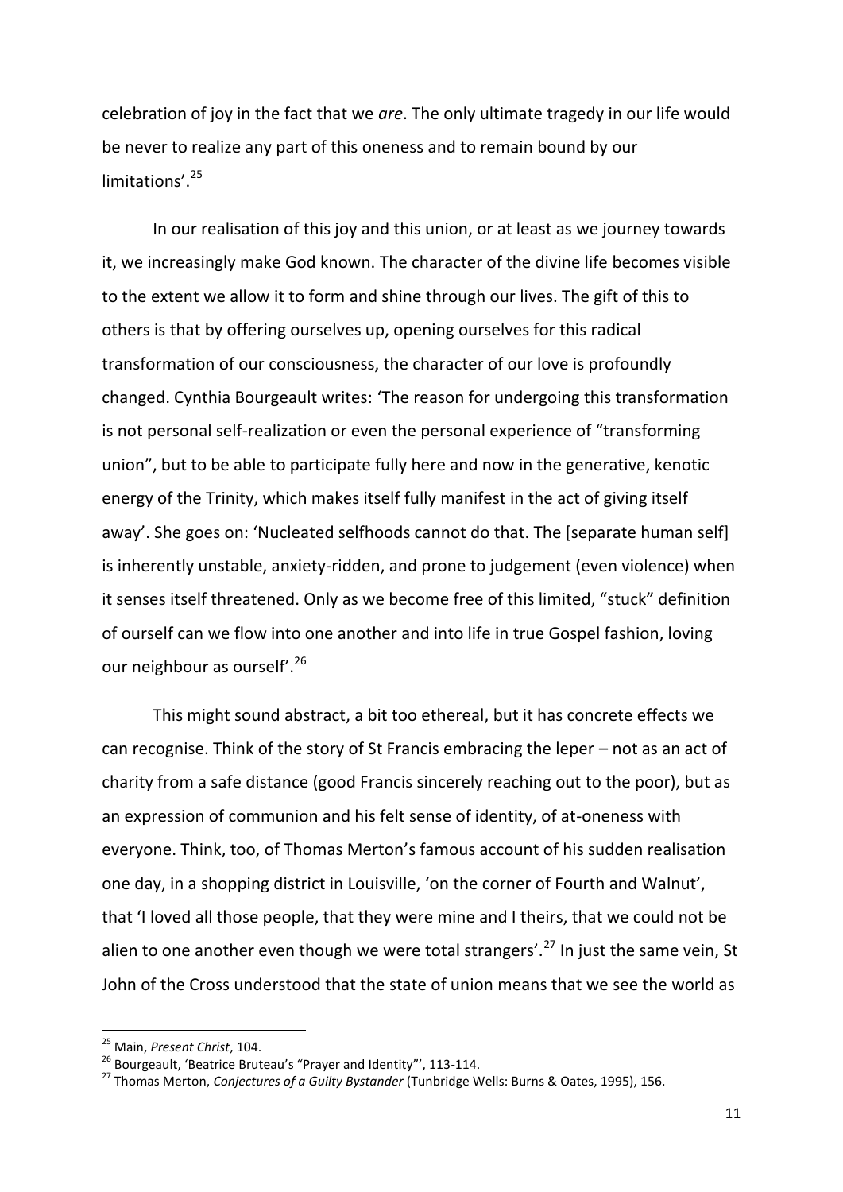celebration of joy in the fact that we *are*. The only ultimate tragedy in our life would be never to realize any part of this oneness and to remain bound by our limitations'.[25]

In our realisation of this joy and this union, or at least as we journey towards it, we increasingly make God known. The character of the divine life becomes visible to the extent we allow it to form and shine through our lives. The gift of this to others is that by offering ourselves up, opening ourselves for this radical transformation of our consciousness, the character of our love is profoundly changed. Cynthia Bourgeault writes: 'The reason for undergoing this transformation is not personal self-realization or even the personal experience of "transforming union", but to be able to participate fully here and now in the generative, kenotic energy of the Trinity, which makes itself fully manifest in the act of giving itself away'. She goes on: 'Nucleated selfhoods cannot do that. The [separate human self] is inherently unstable, anxiety-ridden, and prone to judgement (even violence) when it senses itself threatened. Only as we become free of this limited, "stuck" definition of ourself can we flow into one another and into life in true Gospel fashion, loving our neighbour as ourself'.[26]

This might sound abstract, a bit too ethereal, but it has concrete effects we can recognise. Think of the story of St Francis embracing the leper – not as an act of charity from a safe distance (good Francis sincerely reaching out to the poor), but as an expression of communion and his felt sense of identity, of at-oneness with everyone. Think, too, of Thomas Merton's famous account of his sudden realisation one day, in a shopping district in Louisville, 'on the corner of Fourth and Walnut', that 'I loved all those people, that they were mine and I theirs, that we could not be alien to one another even though we were total strangers'.[27] In just the same vein, St John of the Cross understood that the state of union means that we see the world as

---

[25] Main, *Present Christ*, 104.

[26] Bourgeault, 'Beatrice Bruteau's "Prayer and Identity"', 113-114.

[27] Thomas Merton, *Conjectures of a Guilty Bystander* (Tunbridge Wells: Burns & Oates, 1995), 156.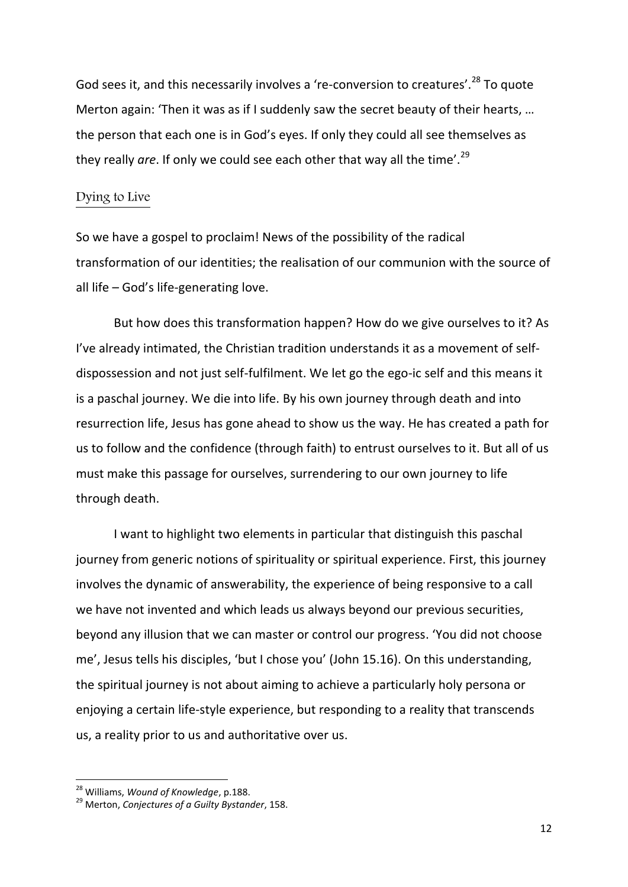God sees it, and this necessarily involves a 're-conversion to creatures'.[28] To quote Merton again: 'Then it was as if I suddenly saw the secret beauty of their hearts, … the person that each one is in God's eyes. If only they could all see themselves as they really *are*. If only we could see each other that way all the time'.[29]

## Dying to Live

So we have a gospel to proclaim! News of the possibility of the radical transformation of our identities; the realisation of our communion with the source of all life – God's life-generating love.

But how does this transformation happen? How do we give ourselves to it? As I've already intimated, the Christian tradition understands it as a movement of self-dispossession and not just self-fulfilment. We let go the ego-ic self and this means it is a paschal journey. We die into life. By his own journey through death and into resurrection life, Jesus has gone ahead to show us the way. He has created a path for us to follow and the confidence (through faith) to entrust ourselves to it. But all of us must make this passage for ourselves, surrendering to our own journey to life through death.

I want to highlight two elements in particular that distinguish this paschal journey from generic notions of spirituality or spiritual experience. First, this journey involves the dynamic of answerability, the experience of being responsive to a call we have not invented and which leads us always beyond our previous securities, beyond any illusion that we can master or control our progress. 'You did not choose me', Jesus tells his disciples, 'but I chose you' (John 15.16). On this understanding, the spiritual journey is not about aiming to achieve a particularly holy persona or enjoying a certain life-style experience, but responding to a reality that transcends us, a reality prior to us and authoritative over us.

---

[28] Williams, *Wound of Knowledge*, p.188.

[29] Merton, *Conjectures of a Guilty Bystander*, 158.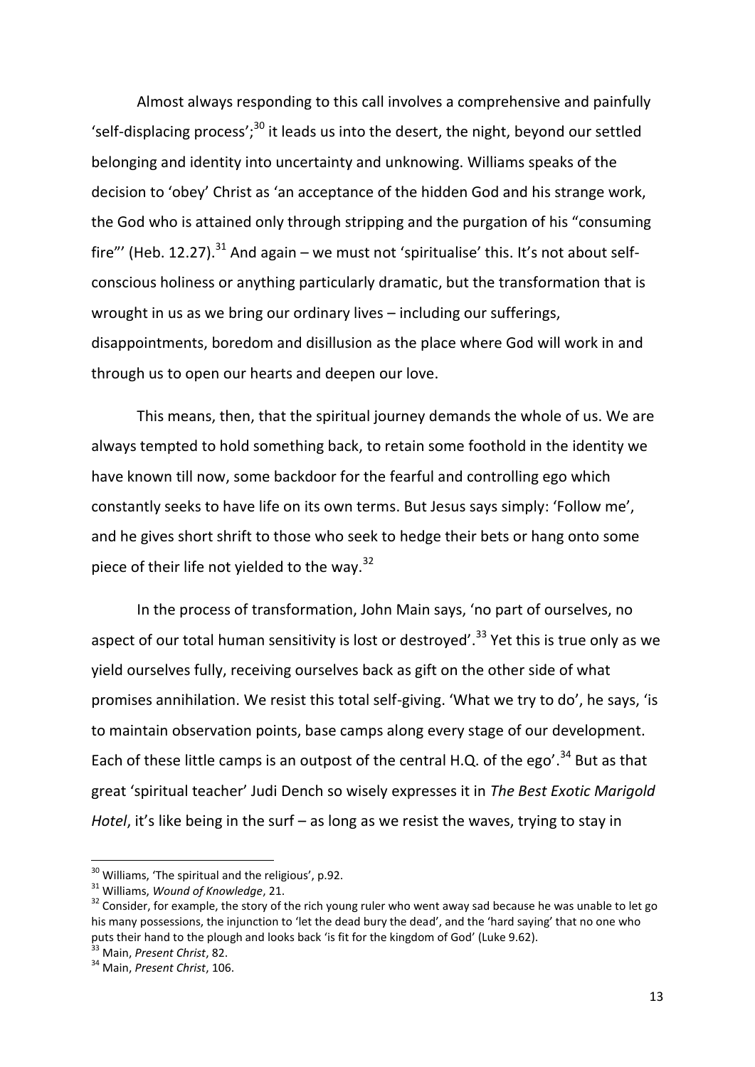Almost always responding to this call involves a comprehensive and painfully 'self-displacing process';[30] it leads us into the desert, the night, beyond our settled belonging and identity into uncertainty and unknowing. Williams speaks of the decision to 'obey' Christ as 'an acceptance of the hidden God and his strange work, the God who is attained only through stripping and the purgation of his "consuming fire"' (Heb. 12.27).[31] And again – we must not 'spiritualise' this. It's not about self-conscious holiness or anything particularly dramatic, but the transformation that is wrought in us as we bring our ordinary lives – including our sufferings, disappointments, boredom and disillusion as the place where God will work in and through us to open our hearts and deepen our love.

This means, then, that the spiritual journey demands the whole of us. We are always tempted to hold something back, to retain some foothold in the identity we have known till now, some backdoor for the fearful and controlling ego which constantly seeks to have life on its own terms. But Jesus says simply: 'Follow me', and he gives short shrift to those who seek to hedge their bets or hang onto some piece of their life not yielded to the way.[32]

In the process of transformation, John Main says, 'no part of ourselves, no aspect of our total human sensitivity is lost or destroyed'.[33] Yet this is true only as we yield ourselves fully, receiving ourselves back as gift on the other side of what promises annihilation. We resist this total self-giving. 'What we try to do', he says, 'is to maintain observation points, base camps along every stage of our development. Each of these little camps is an outpost of the central H.Q. of the ego'.[34] But as that great 'spiritual teacher' Judi Dench so wisely expresses it in *The Best Exotic Marigold Hotel*, it's like being in the surf – as long as we resist the waves, trying to stay in

---

[30] Williams, 'The spiritual and the religious', p.92.

[31] Williams, *Wound of Knowledge*, 21.

[32] Consider, for example, the story of the rich young ruler who went away sad because he was unable to let go his many possessions, the injunction to 'let the dead bury the dead', and the 'hard saying' that no one who puts their hand to the plough and looks back 'is fit for the kingdom of God' (Luke 9.62).

[33] Main, *Present Christ*, 82.

[34] Main, *Present Christ*, 106.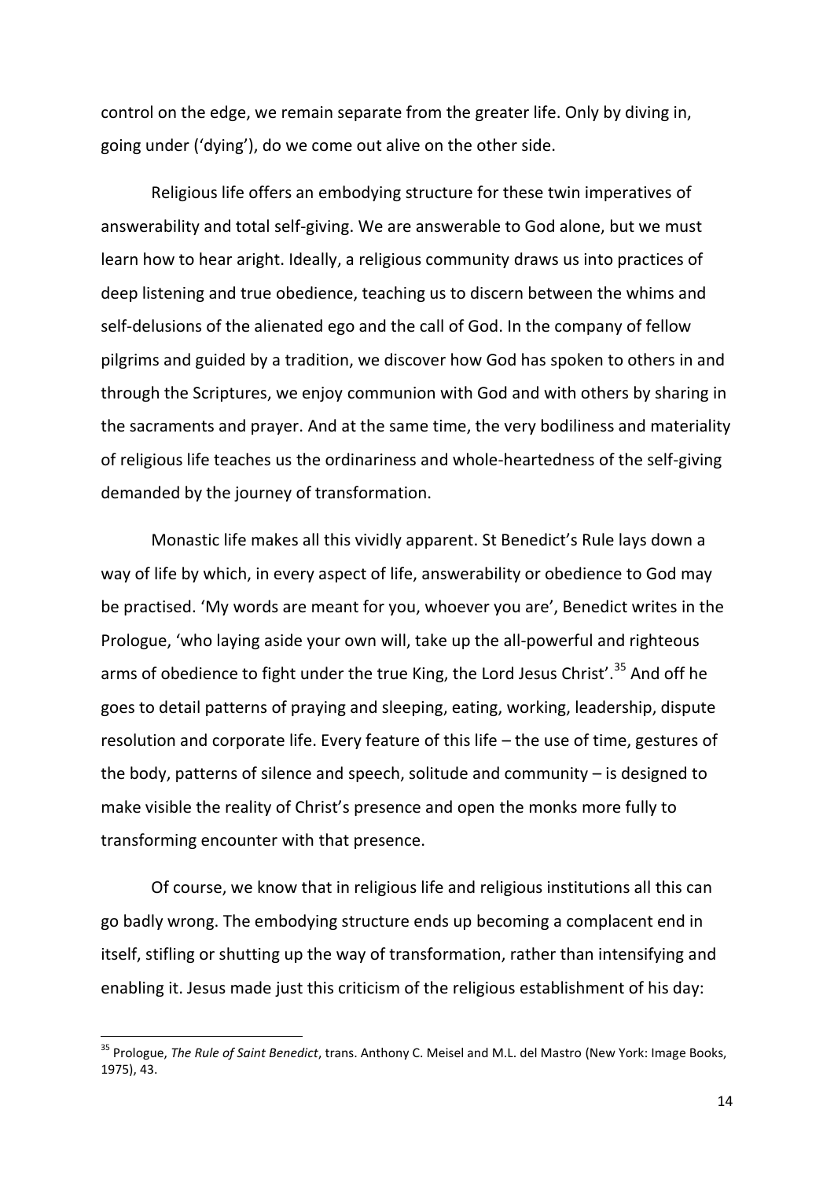control on the edge, we remain separate from the greater life. Only by diving in, going under ('dying'), do we come out alive on the other side.

Religious life offers an embodying structure for these twin imperatives of answerability and total self-giving. We are answerable to God alone, but we must learn how to hear aright. Ideally, a religious community draws us into practices of deep listening and true obedience, teaching us to discern between the whims and self-delusions of the alienated ego and the call of God. In the company of fellow pilgrims and guided by a tradition, we discover how God has spoken to others in and through the Scriptures, we enjoy communion with God and with others by sharing in the sacraments and prayer. And at the same time, the very bodiliness and materiality of religious life teaches us the ordinariness and whole-heartedness of the self-giving demanded by the journey of transformation.

Monastic life makes all this vividly apparent. St Benedict's Rule lays down a way of life by which, in every aspect of life, answerability or obedience to God may be practised. 'My words are meant for you, whoever you are', Benedict writes in the Prologue, 'who laying aside your own will, take up the all-powerful and righteous arms of obedience to fight under the true King, the Lord Jesus Christ'.[35] And off he goes to detail patterns of praying and sleeping, eating, working, leadership, dispute resolution and corporate life. Every feature of this life – the use of time, gestures of the body, patterns of silence and speech, solitude and community – is designed to make visible the reality of Christ's presence and open the monks more fully to transforming encounter with that presence.

Of course, we know that in religious life and religious institutions all this can go badly wrong. The embodying structure ends up becoming a complacent end in itself, stifling or shutting up the way of transformation, rather than intensifying and enabling it. Jesus made just this criticism of the religious establishment of his day:

---

[35] Prologue, *The Rule of Saint Benedict*, trans. Anthony C. Meisel and M.L. del Mastro (New York: Image Books, 1975), 43.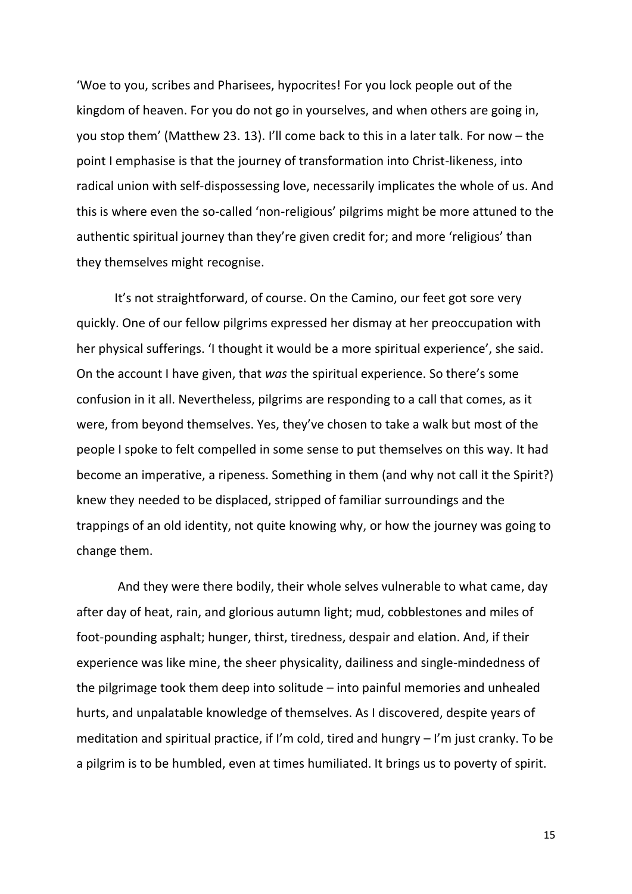'Woe to you, scribes and Pharisees, hypocrites! For you lock people out of the kingdom of heaven. For you do not go in yourselves, and when others are going in, you stop them' (Matthew 23. 13). I'll come back to this in a later talk. For now – the point I emphasise is that the journey of transformation into Christ-likeness, into radical union with self-dispossessing love, necessarily implicates the whole of us. And this is where even the so-called 'non-religious' pilgrims might be more attuned to the authentic spiritual journey than they're given credit for; and more 'religious' than they themselves might recognise.

It's not straightforward, of course. On the Camino, our feet got sore very quickly. One of our fellow pilgrims expressed her dismay at her preoccupation with her physical sufferings. 'I thought it would be a more spiritual experience', she said. On the account I have given, that *was* the spiritual experience. So there's some confusion in it all. Nevertheless, pilgrims are responding to a call that comes, as it were, from beyond themselves. Yes, they've chosen to take a walk but most of the people I spoke to felt compelled in some sense to put themselves on this way. It had become an imperative, a ripeness. Something in them (and why not call it the Spirit?) knew they needed to be displaced, stripped of familiar surroundings and the trappings of an old identity, not quite knowing why, or how the journey was going to change them.

And they were there bodily, their whole selves vulnerable to what came, day after day of heat, rain, and glorious autumn light; mud, cobblestones and miles of foot-pounding asphalt; hunger, thirst, tiredness, despair and elation. And, if their experience was like mine, the sheer physicality, dailiness and single-mindedness of the pilgrimage took them deep into solitude – into painful memories and unhealed hurts, and unpalatable knowledge of themselves. As I discovered, despite years of meditation and spiritual practice, if I'm cold, tired and hungry – I'm just cranky. To be a pilgrim is to be humbled, even at times humiliated. It brings us to poverty of spirit.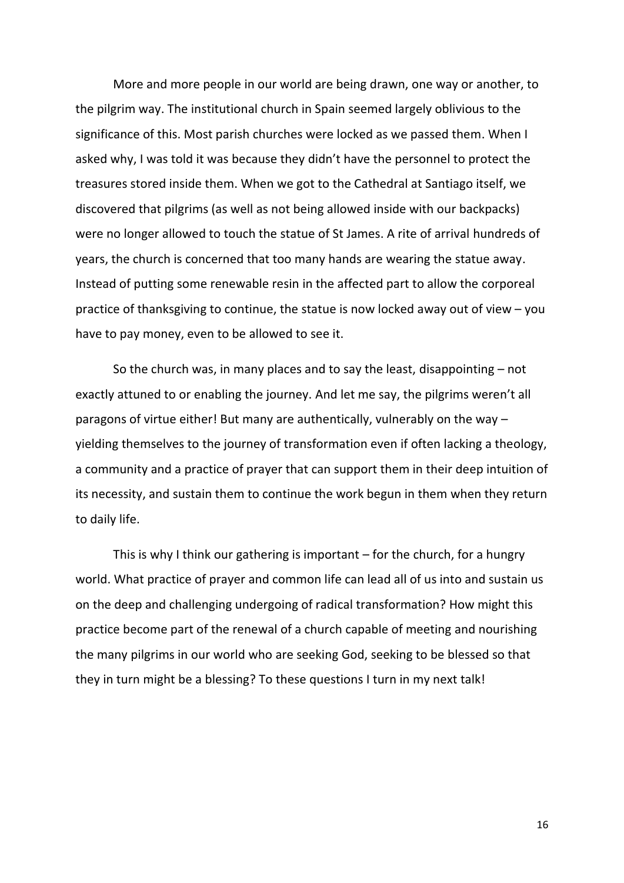More and more people in our world are being drawn, one way or another, to the pilgrim way. The institutional church in Spain seemed largely oblivious to the significance of this. Most parish churches were locked as we passed them. When I asked why, I was told it was because they didn't have the personnel to protect the treasures stored inside them. When we got to the Cathedral at Santiago itself, we discovered that pilgrims (as well as not being allowed inside with our backpacks) were no longer allowed to touch the statue of St James. A rite of arrival hundreds of years, the church is concerned that too many hands are wearing the statue away. Instead of putting some renewable resin in the affected part to allow the corporeal practice of thanksgiving to continue, the statue is now locked away out of view – you have to pay money, even to be allowed to see it.

So the church was, in many places and to say the least, disappointing – not exactly attuned to or enabling the journey. And let me say, the pilgrims weren't all paragons of virtue either! But many are authentically, vulnerably on the way – yielding themselves to the journey of transformation even if often lacking a theology, a community and a practice of prayer that can support them in their deep intuition of its necessity, and sustain them to continue the work begun in them when they return to daily life.

This is why I think our gathering is important – for the church, for a hungry world. What practice of prayer and common life can lead all of us into and sustain us on the deep and challenging undergoing of radical transformation? How might this practice become part of the renewal of a church capable of meeting and nourishing the many pilgrims in our world who are seeking God, seeking to be blessed so that they in turn might be a blessing? To these questions I turn in my next talk!